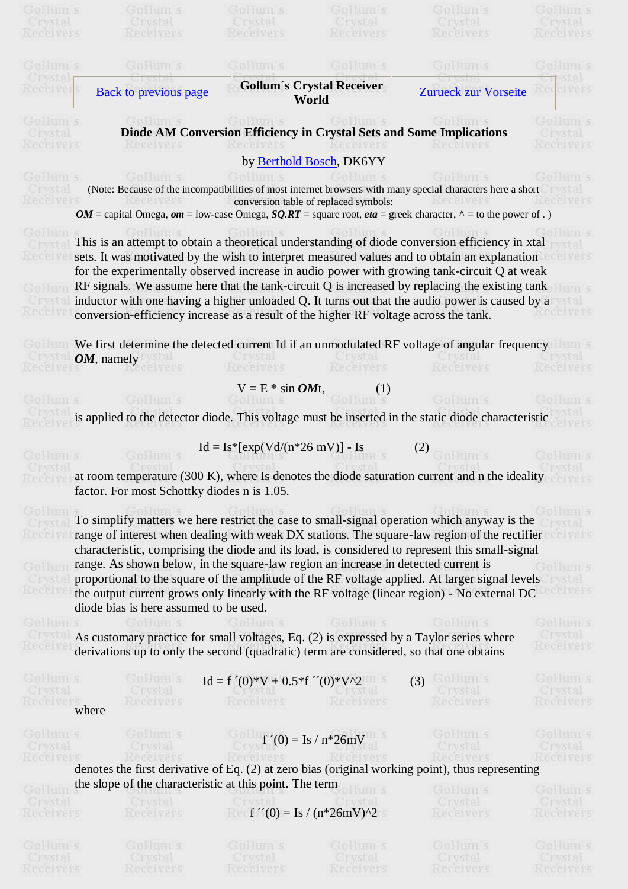| Back to previous page | Gollum´s Crystal Receiver World | Zurueck zur Vorseite |
|---|---|---|

# Diode AM Conversion Efficiency in Crystal Sets and Some Implications

by Berthold Bosch, DK6YY

(Note: Because of the incompatibilities of most internet browsers with many special characters here a short conversion table of replaced symbols:
***OM*** = capital Omega, ***om*** = low-case Omega, ***SQ.RT*** = square root, ***eta*** = greek character, ^ = to the power of . )

This is an attempt to obtain a theoretical understanding of diode conversion efficiency in xtal sets. It was motivated by the wish to interpret measured values and to obtain an explanation for the experimentally observed increase in audio power with growing tank-circuit Q at weak RF signals. We assume here that the tank-circuit Q is increased by replacing the existing tank inductor with one having a higher unloaded Q. It turns out that the audio power is caused by a conversion-efficiency increase as a result of the higher RF voltage across the tank.

We first determine the detected current Id if an unmodulated RF voltage of angular frequency ***OM***, namely

$$V = E * \sin \Omega t, \qquad (1)$$

is applied to the detector diode. This voltage must be inserted in the static diode characteristic

$$Id = Is*[\exp(Vd/(n*26\text{ mV})] - Is \qquad (2)$$

at room temperature (300 K), where Is denotes the diode saturation current and n the ideality factor. For most Schottky diodes n is 1.05.

To simplify matters we here restrict the case to small-signal operation which anyway is the range of interest when dealing with weak DX stations. The square-law region of the rectifier characteristic, comprising the diode and its load, is considered to represent this small-signal range. As shown below, in the square-law region an increase in detected current is proportional to the square of the amplitude of the RF voltage applied. At larger signal levels the output current grows only linearly with the RF voltage (linear region) - No external DC diode bias is here assumed to be used.

As customary practice for small voltages, Eq. (2) is expressed by a Taylor series where derivations up to only the second (quadratic) term are considered, so that one obtains

$$Id = f\,'(0)*V + 0.5*f\,''(0)*V^2 \qquad (3)$$

where

$$f\,'(0) = Is / n*26\text{mV}$$

denotes the first derivative of Eq. (2) at zero bias (original working point), thus representing the slope of the characteristic at this point. The term

$$f\,''(0) = Is / (n*26\text{mV})^2$$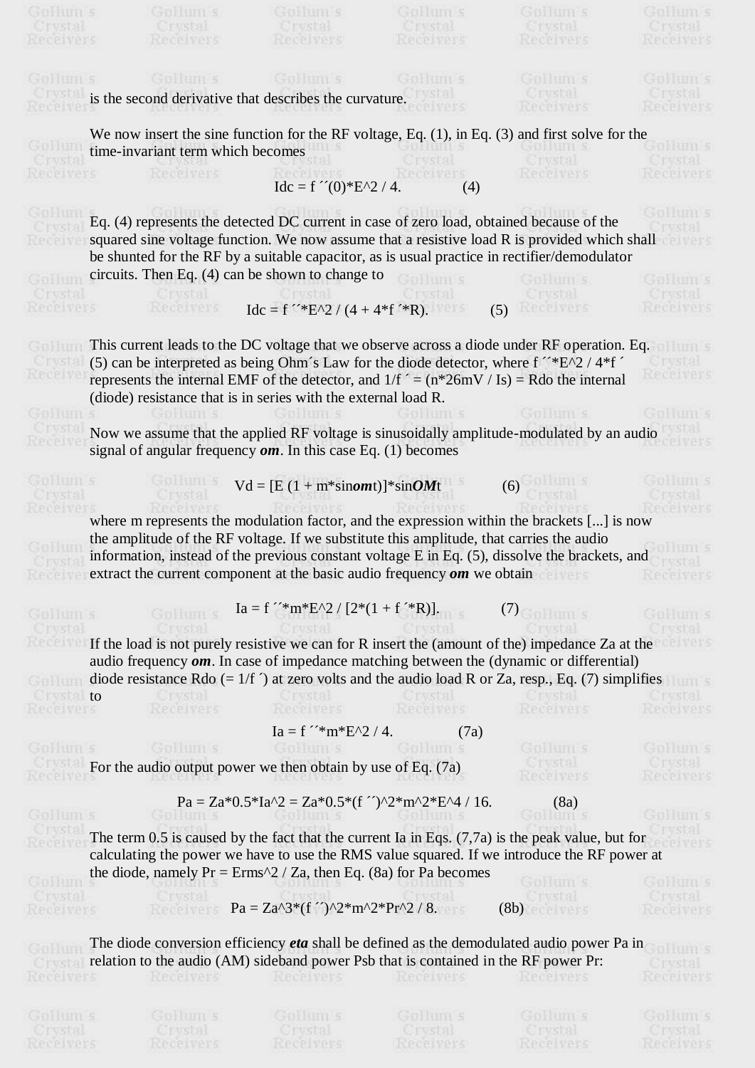is the second derivative that describes the curvature.

We now insert the sine function for the RF voltage, Eq. (1), in Eq. (3) and first solve for the time-invariant term which becomes

$$I_{dc} = f''(0) \cdot E^2 / 4. \qquad (4)$$

Eq. (4) represents the detected DC current in case of zero load, obtained because of the squared sine voltage function. We now assume that a resistive load R is provided which shall be shunted for the RF by a suitable capacitor, as is usual practice in rectifier/demodulator circuits. Then Eq. (4) can be shown to change to

$$I_{dc} = f'' \cdot E^2 / (4 + 4 \cdot f' \cdot R). \qquad (5)$$

This current leads to the DC voltage that we observe across a diode under RF operation. Eq. (5) can be interpreted as being Ohm´s Law for the diode detector, where $f'' \cdot E^2 / 4 \cdot f'$ represents the internal EMF of the detector, and $1/f' = (n \cdot 26\text{mV} / I_s) = R_{do}$ the internal (diode) resistance that is in series with the external load R.

Now we assume that the applied RF voltage is sinusoidally amplitude-modulated by an audio signal of angular frequency ***om***. In this case Eq. (1) becomes

$$V_d = [E\,(1 + m \cdot \sin \omega t)] \cdot \sin \Omega t \qquad (6)$$

where m represents the modulation factor, and the expression within the brackets [...] is now the amplitude of the RF voltage. If we substitute this amplitude, that carries the audio information, instead of the previous constant voltage E in Eq. (5), dissolve the brackets, and extract the current component at the basic audio frequency ***om*** we obtain

$$I_a = f'' \cdot m \cdot E^2 / [2 \cdot (1 + f' \cdot R)]. \qquad (7)$$

If the load is not purely resistive we can for R insert the (amount of the) impedance Za at the audio frequency ***om***. In case of impedance matching between the (dynamic or differential) diode resistance Rdo (= $1/f'$) at zero volts and the audio load R or Za, resp., Eq. (7) simplifies to

$$I_a = f'' \cdot m \cdot E^2 / 4. \qquad (7a)$$

For the audio output power we then obtain by use of Eq. (7a)

$$P_a = Z_a \cdot 0.5 \cdot I_a^2 = Z_a \cdot 0.5 \cdot (f'')^2 \cdot m^2 \cdot E^4 / 16. \qquad (8a)$$

The term 0.5 is caused by the fact that the current Ia in Eqs. (7,7a) is the peak value, but for calculating the power we have to use the RMS value squared. If we introduce the RF power at the diode, namely $P_r = E_{rms}^2 / Z_a$, then Eq. (8a) for Pa becomes

$$P_a = Z_a^3 \cdot (f'')^2 \cdot m^2 \cdot P_r^2 / 8. \qquad (8b)$$

The diode conversion efficiency ***eta*** shall be defined as the demodulated audio power Pa in relation to the audio (AM) sideband power Psb that is contained in the RF power Pr: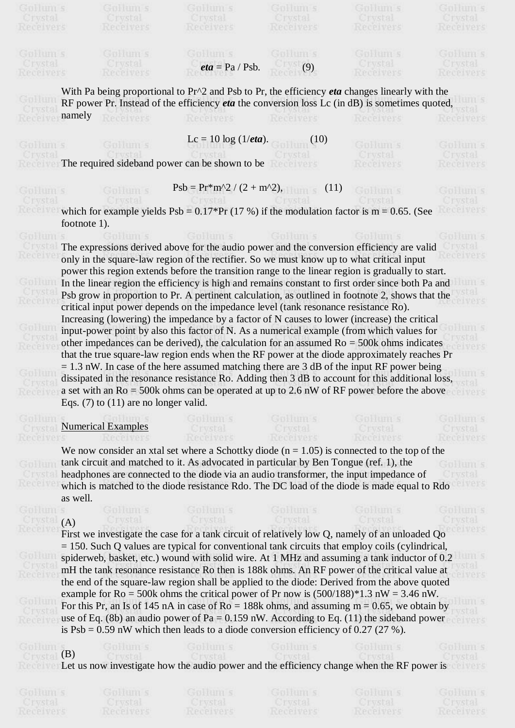$$eta = Pa / Psb. \qquad (9)$$

With Pa being proportional to $Pr^2$ and Psb to Pr, the efficiency ***eta*** changes linearly with the RF power Pr. Instead of the efficiency ***eta*** the conversion loss Lc (in dB) is sometimes quoted, namely

$$Lc = 10 \log (1/eta). \qquad (10)$$

The required sideband power can be shown to be

$$Psb = Pr \cdot m^2 / (2 + m^2), \qquad (11)$$

which for example yields Psb = 0.17*Pr (17 %) if the modulation factor is m = 0.65. (See footnote 1).

The expressions derived above for the audio power and the conversion efficiency are valid only in the square-law region of the rectifier. So we must know up to what critical input power this region extends before the transition range to the linear region is gradually to start. In the linear region the efficiency is high and remains constant to first order since both Pa and Psb grow in proportion to Pr. A pertinent calculation, as outlined in footnote 2, shows that the critical input power depends on the impedance level (tank resonance resistance Ro). Increasing (lowering) the impedance by a factor of N causes to lower (increase) the critical input-power point by also this factor of N. As a numerical example (from which values for other impedances can be derived), the calculation for an assumed Ro = 500k ohms indicates that the true square-law region ends when the RF power at the diode approximately reaches Pr = 1.3 nW. In case of the here assumed matching there are 3 dB of the input RF power being dissipated in the resonance resistance Ro. Adding then 3 dB to account for this additional loss, a set with an Ro = 500k ohms can be operated at up to 2.6 nW of RF power before the above Eqs. (7) to (11) are no longer valid.

Numerical Examples

We now consider an xtal set where a Schottky diode (n = 1.05) is connected to the top of the tank circuit and matched to it. As advocated in particular by Ben Tongue (ref. 1), the headphones are connected to the diode via an audio transformer, the input impedance of which is matched to the diode resistance Rdo. The DC load of the diode is made equal to Rdo as well.

(A)
First we investigate the case for a tank circuit of relatively low Q, namely of an unloaded Qo = 150. Such Q values are typical for conventional tank circuits that employ coils (cylindrical, spiderweb, basket, etc.) wound with solid wire. At 1 MHz and assuming a tank inductor of 0.2 mH the tank resonance resistance Ro then is 188k ohms. An RF power of the critical value at the end of the square-law region shall be applied to the diode: Derived from the above quoted example for Ro = 500k ohms the critical power of Pr now is (500/188)*1.3 nW = 3.46 nW. For this Pr, an Is of 145 nA in case of Ro = 188k ohms, and assuming m = 0.65, we obtain by use of Eq. (8b) an audio power of Pa = 0.159 nW. According to Eq. (11) the sideband power is Psb = 0.59 nW which then leads to a diode conversion efficiency of 0.27 (27 %).

(B)
Let us now investigate how the audio power and the efficiency change when the RF power is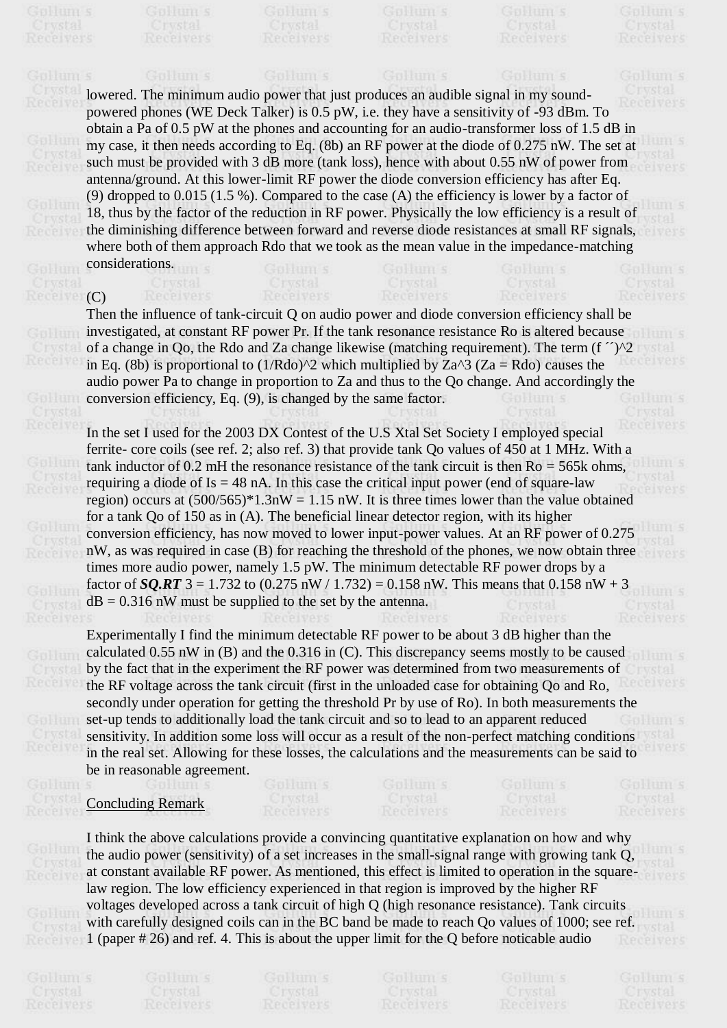lowered. The minimum audio power that just produces an audible signal in my sound-powered phones (WE Deck Talker) is 0.5 pW, i.e. they have a sensitivity of -93 dBm. To obtain a Pa of 0.5 pW at the phones and accounting for an audio-transformer loss of 1.5 dB in my case, it then needs according to Eq. (8b) an RF power at the diode of 0.275 nW. The set at such must be provided with 3 dB more (tank loss), hence with about 0.55 nW of power from antenna/ground. At this lower-limit RF power the diode conversion efficiency has after Eq. (9) dropped to 0.015 (1.5 %). Compared to the case (A) the efficiency is lower by a factor of 18, thus by the factor of the reduction in RF power. Physically the low efficiency is a result of the diminishing difference between forward and reverse diode resistances at small RF signals, where both of them approach Rdo that we took as the mean value in the impedance-matching considerations.

(C)

Then the influence of tank-circuit Q on audio power and diode conversion efficiency shall be investigated, at constant RF power Pr. If the tank resonance resistance Ro is altered because of a change in Qo, the Rdo and Za change likewise (matching requirement). The term (f ´´)^2 in Eq. (8b) is proportional to (1/Rdo)^2 which multiplied by Za^3 (Za = Rdo) causes the audio power Pa to change in proportion to Za and thus to the Qo change. And accordingly the conversion efficiency, Eq. (9), is changed by the same factor.

In the set I used for the 2003 DX Contest of the U.S Xtal Set Society I employed special ferrite- core coils (see ref. 2; also ref. 3) that provide tank Qo values of 450 at 1 MHz. With a tank inductor of 0.2 mH the resonance resistance of the tank circuit is then Ro = 565k ohms, requiring a diode of Is = 48 nA. In this case the critical input power (end of square-law region) occurs at (500/565)*1.3nW = 1.15 nW. It is three times lower than the value obtained for a tank Qo of 150 as in (A). The beneficial linear detector region, with its higher conversion efficiency, has now moved to lower input-power values. At an RF power of 0.275 nW, as was required in case (B) for reaching the threshold of the phones, we now obtain three times more audio power, namely 1.5 pW. The minimum detectable RF power drops by a factor of ***SQ.RT*** 3 = 1.732 to (0.275 nW / 1.732) = 0.158 nW. This means that 0.158 nW + 3 dB = 0.316 nW must be supplied to the set by the antenna.

Experimentally I find the minimum detectable RF power to be about 3 dB higher than the calculated 0.55 nW in (B) and the 0.316 in (C). This discrepancy seems mostly to be caused by the fact that in the experiment the RF power was determined from two measurements of the RF voltage across the tank circuit (first in the unloaded case for obtaining Qo and Ro, secondly under operation for getting the threshold Pr by use of Ro). In both measurements the set-up tends to additionally load the tank circuit and so to lead to an apparent reduced sensitivity. In addition some loss will occur as a result of the non-perfect matching conditions in the real set. Allowing for these losses, the calculations and the measurements can be said to be in reasonable agreement.

## Concluding Remark

I think the above calculations provide a convincing quantitative explanation on how and why the audio power (sensitivity) of a set increases in the small-signal range with growing tank Q, at constant available RF power. As mentioned, this effect is limited to operation in the square-law region. The low efficiency experienced in that region is improved by the higher RF voltages developed across a tank circuit of high Q (high resonance resistance). Tank circuits with carefully designed coils can in the BC band be made to reach Qo values of 1000; see ref. 1 (paper # 26) and ref. 4. This is about the upper limit for the Q before noticable audio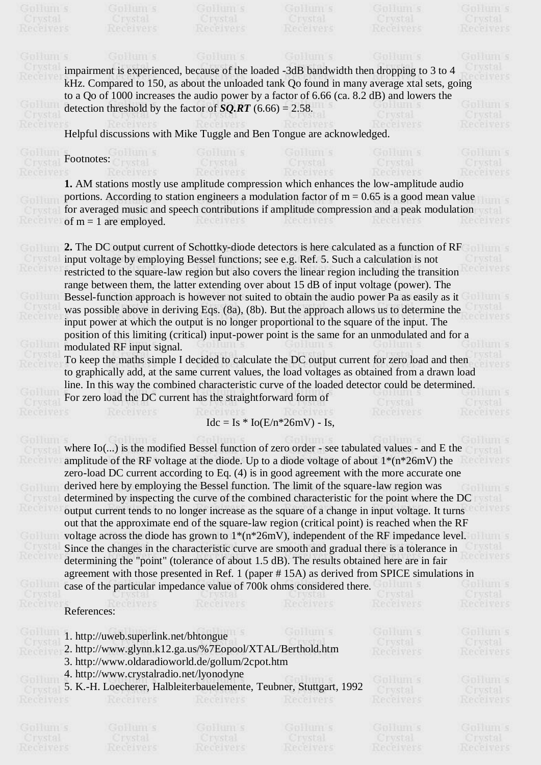impairment is experienced, because of the loaded -3dB bandwidth then dropping to 3 to 4 kHz. Compared to 150, as about the unloaded tank Qo found in many average xtal sets, going to a Qo of 1000 increases the audio power by a factor of 6.66 (ca. 8.2 dB) and lowers the detection threshold by the factor of ***SQ.RT*** (6.66) = 2.58.

Helpful discussions with Mike Tuggle and Ben Tongue are acknowledged.

Footnotes:

**1.** AM stations mostly use amplitude compression which enhances the low-amplitude audio portions. According to station engineers a modulation factor of $m = 0.65$ is a good mean value for averaged music and speech contributions if amplitude compression and a peak modulation of $m = 1$ are employed.

**2.** The DC output current of Schottky-diode detectors is here calculated as a function of RF input voltage by employing Bessel functions; see e.g. Ref. 5. Such a calculation is not restricted to the square-law region but also covers the linear region including the transition range between them, the latter extending over about 15 dB of input voltage (power). The Bessel-function approach is however not suited to obtain the audio power Pa as easily as it was possible above in deriving Eqs. (8a), (8b). But the approach allows us to determine the input power at which the output is no longer proportional to the square of the input. The position of this limiting (critical) input-power point is the same for an unmodulated and for a modulated RF input signal.
To keep the maths simple I decided to calculate the DC output current for zero load and then to graphically add, at the same current values, the load voltages as obtained from a drawn load line. In this way the combined characteristic curve of the loaded detector could be determined. For zero load the DC current has the straightforward form of

$$Idc = Is * Io(E/n*26mV) - Is,$$

where Io(...) is the modified Bessel function of zero order - see tabulated values - and E the amplitude of the RF voltage at the diode. Up to a diode voltage of about 1*(n*26mV) the zero-load DC current according to Eq. (4) is in good agreement with the more accurate one derived here by employing the Bessel function. The limit of the square-law region was determined by inspecting the curve of the combined characteristic for the point where the DC output current tends to no longer increase as the square of a change in input voltage. It turns out that the approximate end of the square-law region (critical point) is reached when the RF voltage across the diode has grown to 1*(n*26mV), independent of the RF impedance level. Since the changes in the characteristic curve are smooth and gradual there is a tolerance in determining the "point" (tolerance of about 1.5 dB). The results obtained here are in fair agreement with those presented in Ref. 1 (paper # 15A) as derived from SPICE simulations in case of the particular impedance value of 700k ohms considered there.

References:

1. http://uweb.superlink.net/bhtongue
2. http://www.glynn.k12.ga.us/%7Eopool/XTAL/Berthold.htm
3. http://www.oldaradioworld.de/gollum/2cpot.htm
4. http://www.crystalradio.net/lyonodyne
5. K.-H. Loecherer, Halbleiterbauelemente, Teubner, Stuttgart, 1992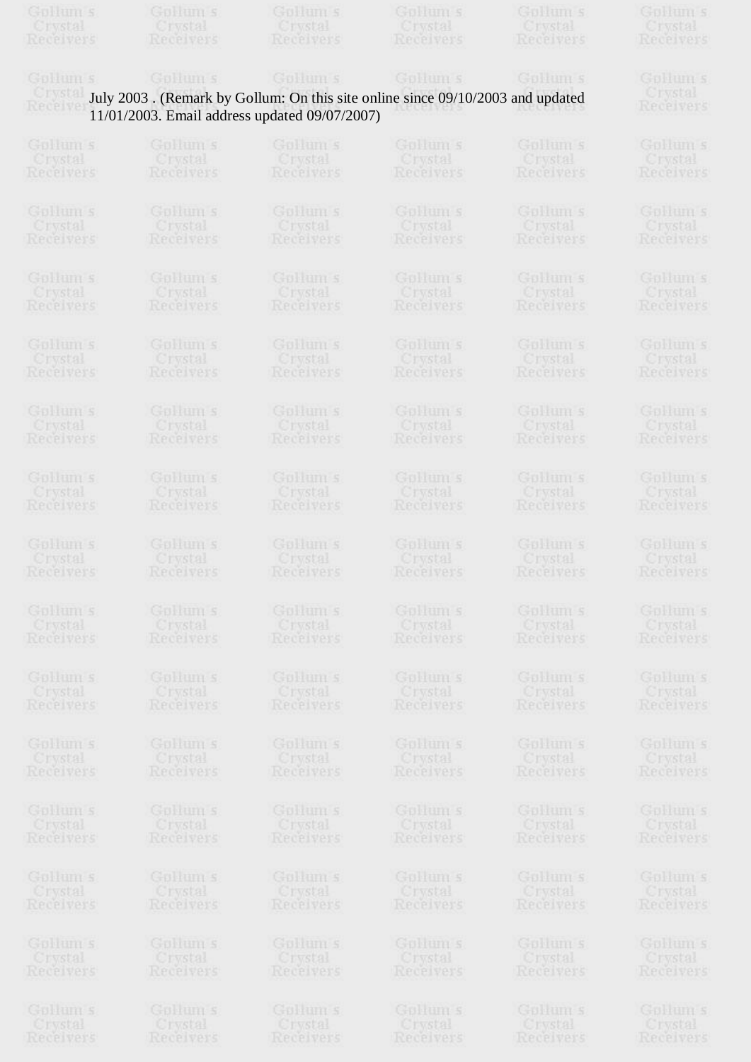July 2003 . (Remark by Gollum: On this site online since 09/10/2003 and updated 11/01/2003. Email address updated 09/07/2007)